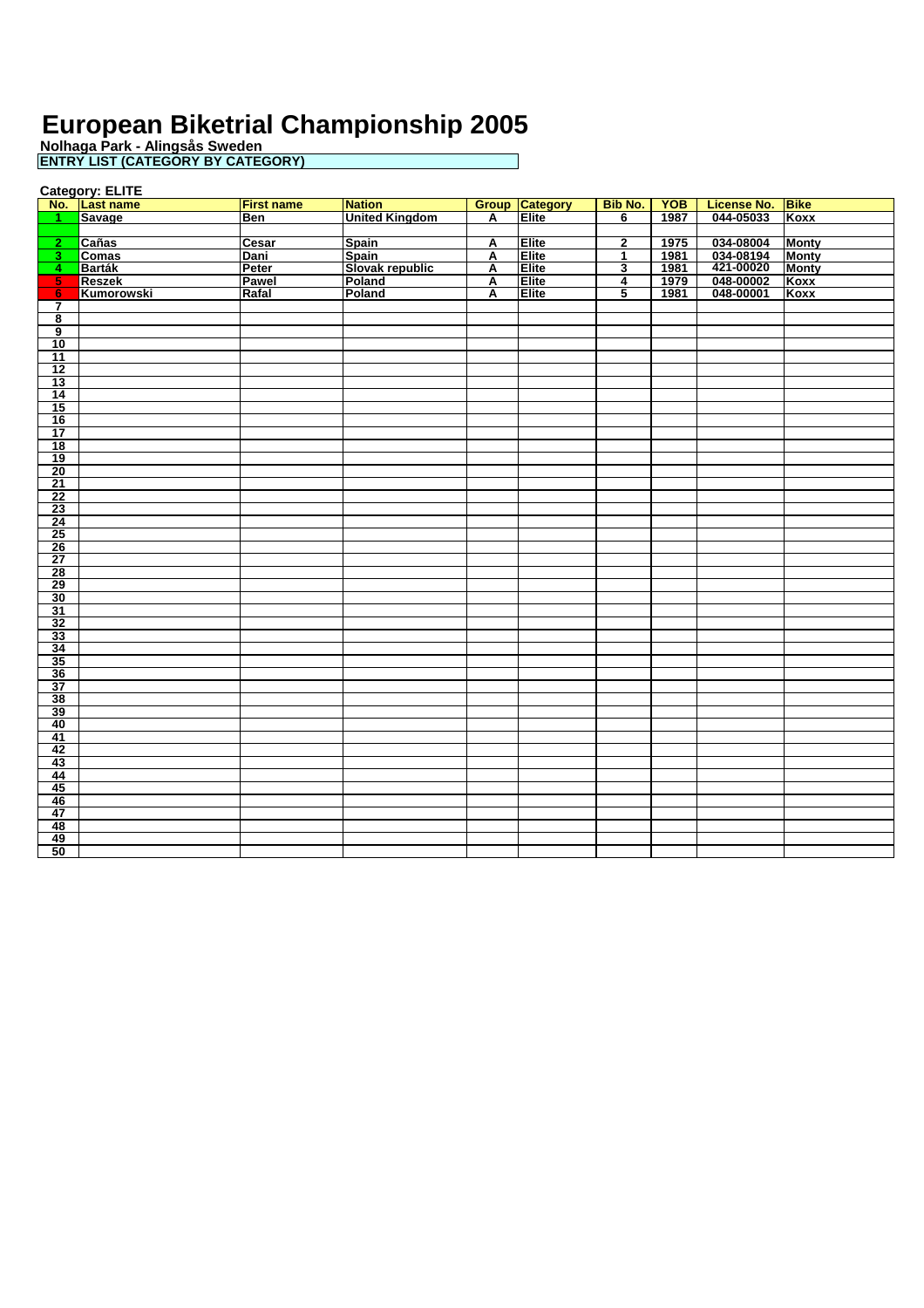# European Biketrial Championship 2005

**Nolhaga Park - Alingsås Sweden**

**ENTRY LIST (CATEGORY BY CATEGORY)**

**Category: ELITE**

| No. | Last name | First name | Nation | Group | Category | Bib No. | YOB | License No. | Bike |
|---|---|---|---|---|---|---|---|---|---|
| 1 | Savage | Ben | United Kingdom | A | Elite | 6 | 1987 | 044-05033 | Koxx |
| | | | | | | | | | |
| 2 | Cañas | Cesar | Spain | A | Elite | 2 | 1975 | 034-08004 | Monty |
| 3 | Comas | Dani | Spain | A | Elite | 1 | 1981 | 034-08194 | Monty |
| 4 | Barták | Peter | Slovak republic | A | Elite | 3 | 1981 | 421-00020 | Monty |
| 5 | Reszek | Pawel | Poland | A | Elite | 4 | 1979 | 048-00002 | Koxx |
| 6 | Kumorowski | Rafal | Poland | A | Elite | 5 | 1981 | 048-00001 | Koxx |
| 7 | | | | | | | | | |
| 8 | | | | | | | | | |
| 9 | | | | | | | | | |
| 10 | | | | | | | | | |
| 11 | | | | | | | | | |
| 12 | | | | | | | | | |
| 13 | | | | | | | | | |
| 14 | | | | | | | | | |
| 15 | | | | | | | | | |
| 16 | | | | | | | | | |
| 17 | | | | | | | | | |
| 18 | | | | | | | | | |
| 19 | | | | | | | | | |
| 20 | | | | | | | | | |
| 21 | | | | | | | | | |
| 22 | | | | | | | | | |
| 23 | | | | | | | | | |
| 24 | | | | | | | | | |
| 25 | | | | | | | | | |
| 26 | | | | | | | | | |
| 27 | | | | | | | | | |
| 28 | | | | | | | | | |
| 29 | | | | | | | | | |
| 30 | | | | | | | | | |
| 31 | | | | | | | | | |
| 32 | | | | | | | | | |
| 33 | | | | | | | | | |
| 34 | | | | | | | | | |
| 35 | | | | | | | | | |
| 36 | | | | | | | | | |
| 37 | | | | | | | | | |
| 38 | | | | | | | | | |
| 39 | | | | | | | | | |
| 40 | | | | | | | | | |
| 41 | | | | | | | | | |
| 42 | | | | | | | | | |
| 43 | | | | | | | | | |
| 44 | | | | | | | | | |
| 45 | | | | | | | | | |
| 46 | | | | | | | | | |
| 47 | | | | | | | | | |
| 48 | | | | | | | | | |
| 49 | | | | | | | | | |
| 50 | | | | | | | | | |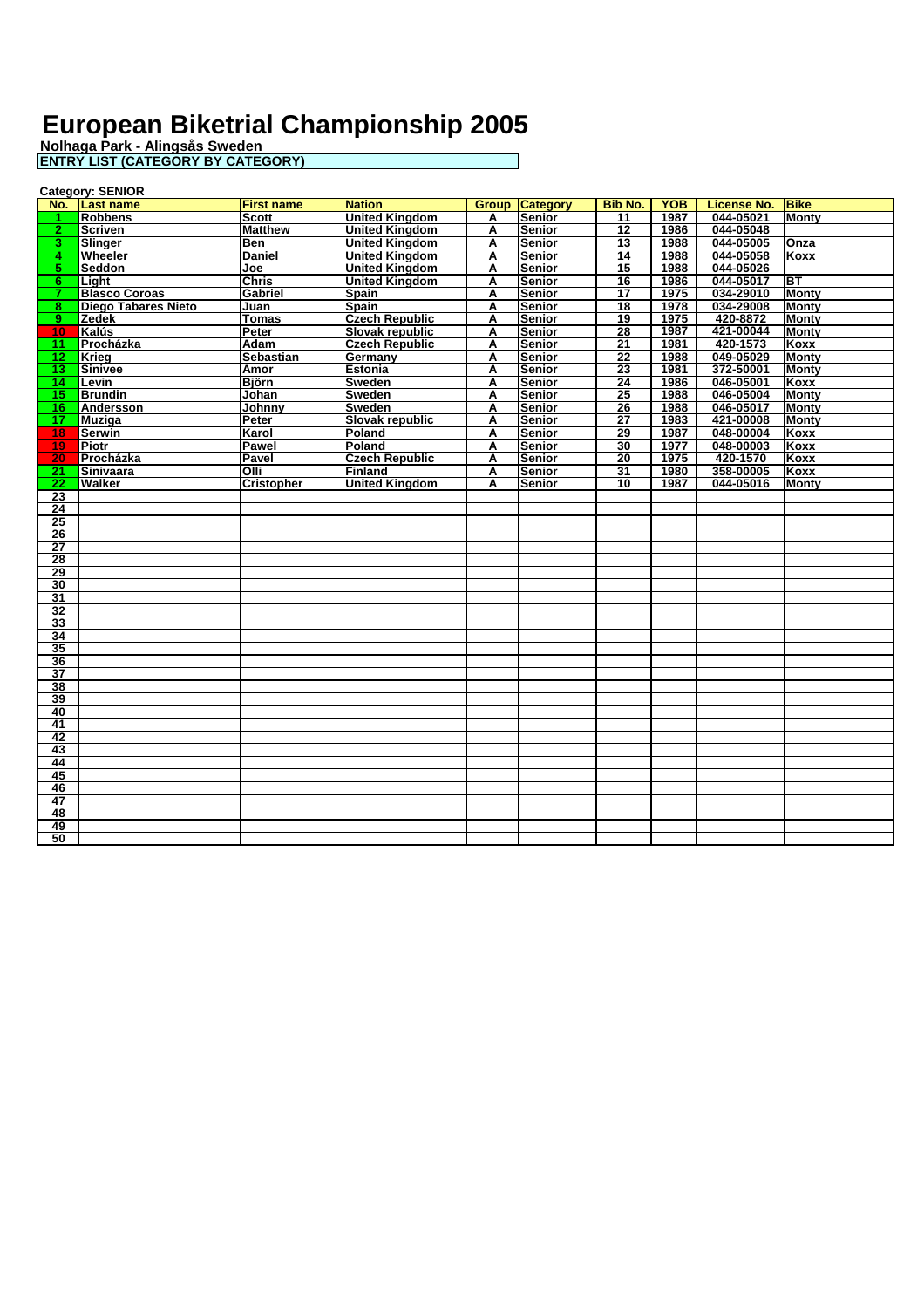# European Biketrial Championship 2005

**Nolhaga Park - Alingsås Sweden**

**ENTRY LIST (CATEGORY BY CATEGORY)**

**Category: SENIOR**

| No. | Last name | First name | Nation | Group | Category | Bib No. | YOB | License No. | Bike |
|---|---|---|---|---|---|---|---|---|---|
| 1 | Robbens | Scott | United Kingdom | A | Senior | 11 | 1987 | 044-05021 | Monty |
| 2 | Scriven | Matthew | United Kingdom | A | Senior | 12 | 1986 | 044-05048 | |
| 3 | Slinger | Ben | United Kingdom | A | Senior | 13 | 1988 | 044-05005 | Onza |
| 4 | Wheeler | Daniel | United Kingdom | A | Senior | 14 | 1988 | 044-05058 | Koxx |
| 5 | Seddon | Joe | United Kingdom | A | Senior | 15 | 1988 | 044-05026 | |
| 6 | Light | Chris | United Kingdom | A | Senior | 16 | 1986 | 044-05017 | BT |
| 7 | Blasco Coroas | Gabriel | Spain | A | Senior | 17 | 1975 | 034-29010 | Monty |
| 8 | Diego Tabares Nieto | Juan | Spain | A | Senior | 18 | 1978 | 034-29008 | Monty |
| 9 | Zedek | Tomas | Czech Republic | A | Senior | 19 | 1975 | 420-8872 | Monty |
| 10 | Kalús | Peter | Slovak republic | A | Senior | 28 | 1987 | 421-00044 | Monty |
| 11 | Procházka | Adam | Czech Republic | A | Senior | 21 | 1981 | 420-1573 | Koxx |
| 12 | Krieg | Sebastian | Germany | A | Senior | 22 | 1988 | 049-05029 | Monty |
| 13 | Sinivee | Amor | Estonia | A | Senior | 23 | 1981 | 372-50001 | Monty |
| 14 | Levin | Björn | Sweden | A | Senior | 24 | 1986 | 046-05001 | Koxx |
| 15 | Brundin | Johan | Sweden | A | Senior | 25 | 1988 | 046-05004 | Monty |
| 16 | Andersson | Johnny | Sweden | A | Senior | 26 | 1988 | 046-05017 | Monty |
| 17 | Muziga | Peter | Slovak republic | A | Senior | 27 | 1983 | 421-00008 | Monty |
| 18 | Serwin | Karol | Poland | A | Senior | 29 | 1987 | 048-00004 | Koxx |
| 19 | Piotr | Pawel | Poland | A | Senior | 30 | 1977 | 048-00003 | Koxx |
| 20 | Procházka | Pavel | Czech Republic | A | Senior | 20 | 1975 | 420-1570 | Koxx |
| 21 | Sinivaara | Olli | Finland | A | Senior | 31 | 1980 | 358-00005 | Koxx |
| 22 | Walker | Cristopher | United Kingdom | A | Senior | 10 | 1987 | 044-05016 | Monty |
| 23 | | | | | | | | | |
| 24 | | | | | | | | | |
| 25 | | | | | | | | | |
| 26 | | | | | | | | | |
| 27 | | | | | | | | | |
| 28 | | | | | | | | | |
| 29 | | | | | | | | | |
| 30 | | | | | | | | | |
| 31 | | | | | | | | | |
| 32 | | | | | | | | | |
| 33 | | | | | | | | | |
| 34 | | | | | | | | | |
| 35 | | | | | | | | | |
| 36 | | | | | | | | | |
| 37 | | | | | | | | | |
| 38 | | | | | | | | | |
| 39 | | | | | | | | | |
| 40 | | | | | | | | | |
| 41 | | | | | | | | | |
| 42 | | | | | | | | | |
| 43 | | | | | | | | | |
| 44 | | | | | | | | | |
| 45 | | | | | | | | | |
| 46 | | | | | | | | | |
| 47 | | | | | | | | | |
| 48 | | | | | | | | | |
| 49 | | | | | | | | | |
| 50 | | | | | | | | | |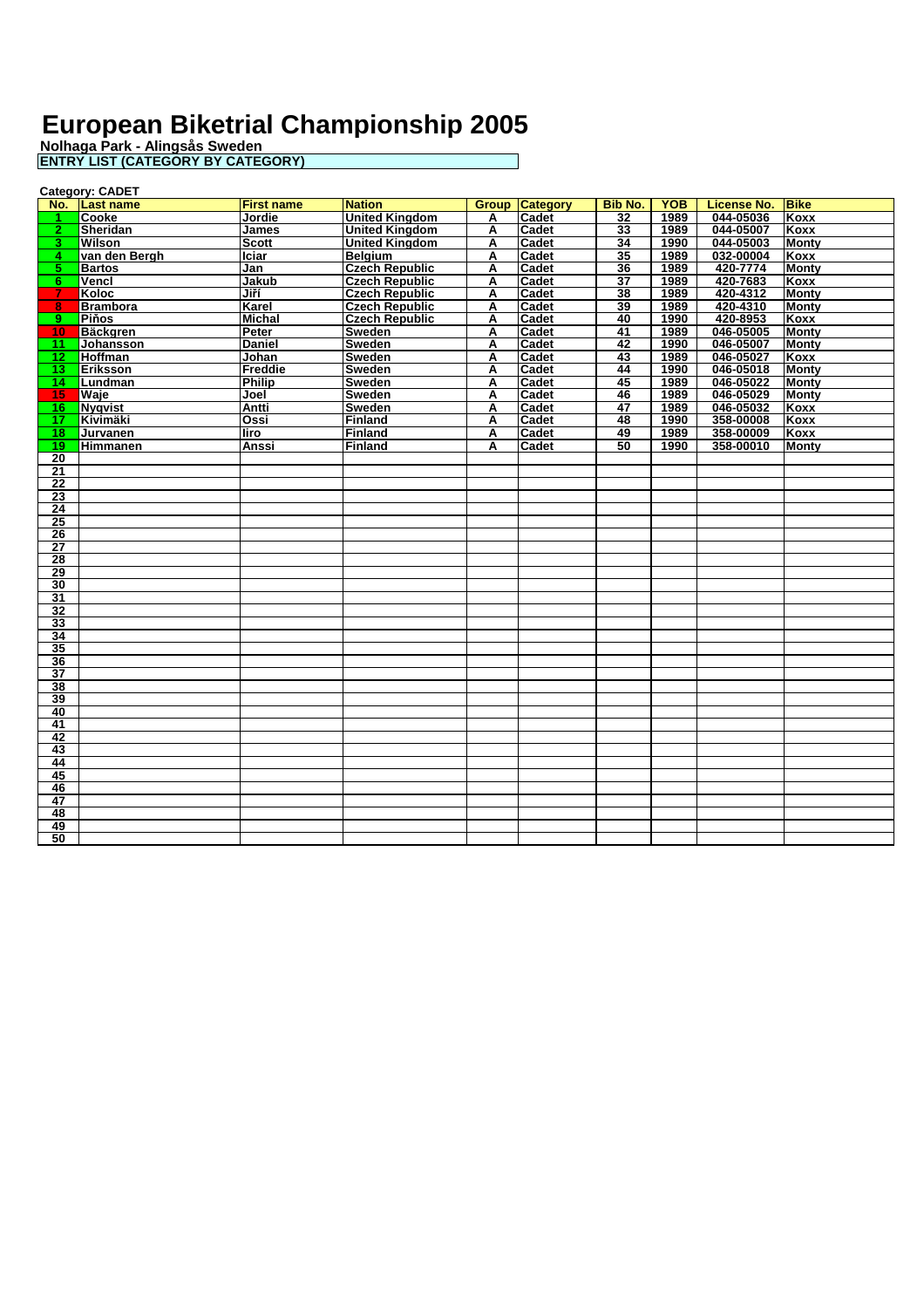# European Biketrial Championship 2005

**Nolhaga Park - Alingsås Sweden**

**ENTRY LIST (CATEGORY BY CATEGORY)**

**Category: CADET**

| No. | Last name | First name | Nation | Group | Category | Bib No. | YOB | License No. | Bike |
|---|---|---|---|---|---|---|---|---|---|
| 1 | Cooke | Jordie | United Kingdom | A | Cadet | 32 | 1989 | 044-05036 | Koxx |
| 2 | Sheridan | James | United Kingdom | A | Cadet | 33 | 1989 | 044-05007 | Koxx |
| 3 | Wilson | Scott | United Kingdom | A | Cadet | 34 | 1990 | 044-05003 | Monty |
| 4 | van den Bergh | Iciar | Belgium | A | Cadet | 35 | 1989 | 032-00004 | Koxx |
| 5 | Bartos | Jan | Czech Republic | A | Cadet | 36 | 1989 | 420-7774 | Monty |
| 6 | Vencl | Jakub | Czech Republic | A | Cadet | 37 | 1989 | 420-7683 | Koxx |
| 7 | Koloc | Jiří | Czech Republic | A | Cadet | 38 | 1989 | 420-4312 | Monty |
| 8 | Brambora | Karel | Czech Republic | A | Cadet | 39 | 1989 | 420-4310 | Monty |
| 9 | Piňos | Michal | Czech Republic | A | Cadet | 40 | 1990 | 420-8953 | Koxx |
| 10 | Bäckgren | Peter | Sweden | A | Cadet | 41 | 1989 | 046-05005 | Monty |
| 11 | Johansson | Daniel | Sweden | A | Cadet | 42 | 1990 | 046-05007 | Monty |
| 12 | Hoffman | Johan | Sweden | A | Cadet | 43 | 1989 | 046-05027 | Koxx |
| 13 | Eriksson | Freddie | Sweden | A | Cadet | 44 | 1990 | 046-05018 | Monty |
| 14 | Lundman | Philip | Sweden | A | Cadet | 45 | 1989 | 046-05022 | Monty |
| 15 | Waje | Joel | Sweden | A | Cadet | 46 | 1989 | 046-05029 | Monty |
| 16 | Nyqvist | Antti | Sweden | A | Cadet | 47 | 1989 | 046-05032 | Koxx |
| 17 | Kivimäki | Ossi | Finland | A | Cadet | 48 | 1990 | 358-00008 | Koxx |
| 18 | Jurvanen | Iiro | Finland | A | Cadet | 49 | 1989 | 358-00009 | Koxx |
| 19 | Himmanen | Anssi | Finland | A | Cadet | 50 | 1990 | 358-00010 | Monty |
| 20 | | | | | | | | | |
| 21 | | | | | | | | | |
| 22 | | | | | | | | | |
| 23 | | | | | | | | | |
| 24 | | | | | | | | | |
| 25 | | | | | | | | | |
| 26 | | | | | | | | | |
| 27 | | | | | | | | | |
| 28 | | | | | | | | | |
| 29 | | | | | | | | | |
| 30 | | | | | | | | | |
| 31 | | | | | | | | | |
| 32 | | | | | | | | | |
| 33 | | | | | | | | | |
| 34 | | | | | | | | | |
| 35 | | | | | | | | | |
| 36 | | | | | | | | | |
| 37 | | | | | | | | | |
| 38 | | | | | | | | | |
| 39 | | | | | | | | | |
| 40 | | | | | | | | | |
| 41 | | | | | | | | | |
| 42 | | | | | | | | | |
| 43 | | | | | | | | | |
| 44 | | | | | | | | | |
| 45 | | | | | | | | | |
| 46 | | | | | | | | | |
| 47 | | | | | | | | | |
| 48 | | | | | | | | | |
| 49 | | | | | | | | | |
| 50 | | | | | | | | | |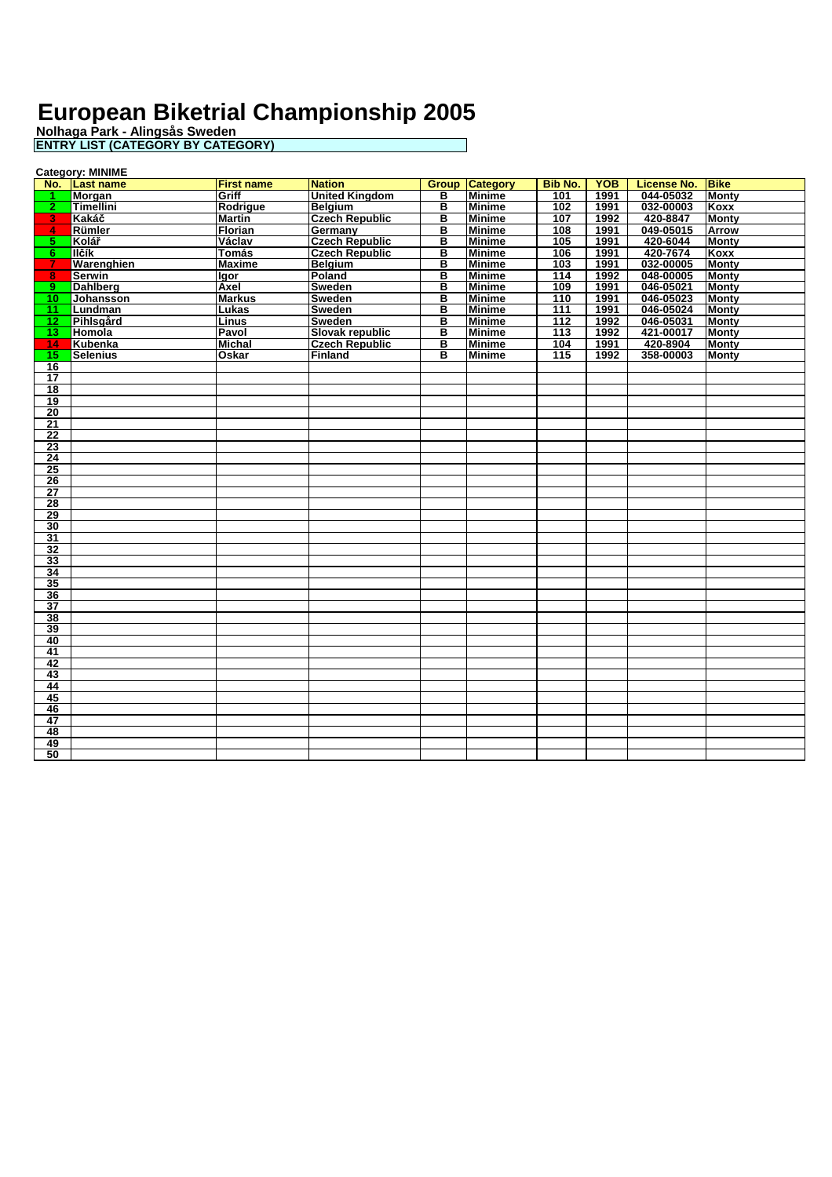# European Biketrial Championship 2005

**Nolhaga Park - Alingsås Sweden**

**ENTRY LIST (CATEGORY BY CATEGORY)**

**Category: MINIME**

| No. | Last name | First name | Nation | Group | Category | Bib No. | YOB | License No. | Bike |
|---|---|---|---|---|---|---|---|---|---|
| 1 | Morgan | Griff | United Kingdom | B | Minime | 101 | 1991 | 044-05032 | Monty |
| 2 | Timellini | Rodrigue | Belgium | B | Minime | 102 | 1991 | 032-00003 | Koxx |
| 3 | Kakáč | Martin | Czech Republic | B | Minime | 107 | 1992 | 420-8847 | Monty |
| 4 | Rümler | Florian | Germany | B | Minime | 108 | 1991 | 049-05015 | Arrow |
| 5 | Kolář | Václav | Czech Republic | B | Minime | 105 | 1991 | 420-6044 | Monty |
| 6 | Ilčík | Tomás | Czech Republic | B | Minime | 106 | 1991 | 420-7674 | Koxx |
| 7 | Warenghien | Maxime | Belgium | B | Minime | 103 | 1991 | 032-00005 | Monty |
| 8 | Serwin | Igor | Poland | B | Minime | 114 | 1992 | 048-00005 | Monty |
| 9 | Dahlberg | Axel | Sweden | B | Minime | 109 | 1991 | 046-05021 | Monty |
| 10 | Johansson | Markus | Sweden | B | Minime | 110 | 1991 | 046-05023 | Monty |
| 11 | Lundman | Lukas | Sweden | B | Minime | 111 | 1991 | 046-05024 | Monty |
| 12 | Pihlsgård | Linus | Sweden | B | Minime | 112 | 1992 | 046-05031 | Monty |
| 13 | Homola | Pavol | Slovak republic | B | Minime | 113 | 1992 | 421-00017 | Monty |
| 14 | Kubenka | Michal | Czech Republic | B | Minime | 104 | 1991 | 420-8904 | Monty |
| 15 | Selenius | Oskar | Finland | B | Minime | 115 | 1992 | 358-00003 | Monty |
| 16 | | | | | | | | | |
| 17 | | | | | | | | | |
| 18 | | | | | | | | | |
| 19 | | | | | | | | | |
| 20 | | | | | | | | | |
| 21 | | | | | | | | | |
| 22 | | | | | | | | | |
| 23 | | | | | | | | | |
| 24 | | | | | | | | | |
| 25 | | | | | | | | | |
| 26 | | | | | | | | | |
| 27 | | | | | | | | | |
| 28 | | | | | | | | | |
| 29 | | | | | | | | | |
| 30 | | | | | | | | | |
| 31 | | | | | | | | | |
| 32 | | | | | | | | | |
| 33 | | | | | | | | | |
| 34 | | | | | | | | | |
| 35 | | | | | | | | | |
| 36 | | | | | | | | | |
| 37 | | | | | | | | | |
| 38 | | | | | | | | | |
| 39 | | | | | | | | | |
| 40 | | | | | | | | | |
| 41 | | | | | | | | | |
| 42 | | | | | | | | | |
| 43 | | | | | | | | | |
| 44 | | | | | | | | | |
| 45 | | | | | | | | | |
| 46 | | | | | | | | | |
| 47 | | | | | | | | | |
| 48 | | | | | | | | | |
| 49 | | | | | | | | | |
| 50 | | | | | | | | | |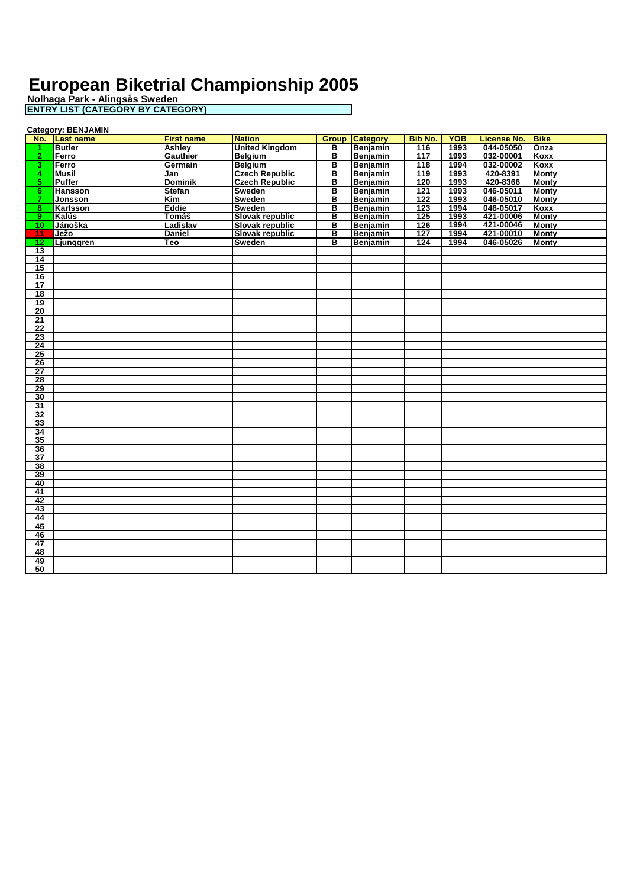# European Biketrial Championship 2005

**Nolhaga Park - Alingsås Sweden**

**ENTRY LIST (CATEGORY BY CATEGORY)**

**Category: BENJAMIN**

| No. | Last name | First name | Nation | Group | Category | Bib No. | YOB | License No. | Bike |
|---|---|---|---|---|---|---|---|---|---|
| 1 | Butler | Ashley | United Kingdom | B | Benjamin | 116 | 1993 | 044-05050 | Onza |
| 2 | Ferro | Gauthier | Belgium | B | Benjamin | 117 | 1993 | 032-00001 | Koxx |
| 3 | Ferro | Germain | Belgium | B | Benjamin | 118 | 1994 | 032-00002 | Koxx |
| 4 | Musil | Jan | Czech Republic | B | Benjamin | 119 | 1993 | 420-8391 | Monty |
| 5 | Puffer | Dominik | Czech Republic | B | Benjamin | 120 | 1993 | 420-8366 | Monty |
| 6 | Hansson | Stefan | Sweden | B | Benjamin | 121 | 1993 | 046-05011 | Monty |
| 7 | Jonsson | Kim | Sweden | B | Benjamin | 122 | 1993 | 046-05010 | Monty |
| 8 | Karlsson | Eddie | Sweden | B | Benjamin | 123 | 1994 | 046-05017 | Koxx |
| 9 | Kalús | Tomáš | Slovak republic | B | Benjamin | 125 | 1993 | 421-00006 | Monty |
| 10 | Jánoška | Ladislav | Slovak republic | B | Benjamin | 126 | 1994 | 421-00046 | Monty |
| 11 | Ježo | Daniel | Slovak republic | B | Benjamin | 127 | 1994 | 421-00010 | Monty |
| 12 | Ljunggren | Teo | Sweden | B | Benjamin | 124 | 1994 | 046-05026 | Monty |
| 13 | | | | | | | | | |
| 14 | | | | | | | | | |
| 15 | | | | | | | | | |
| 16 | | | | | | | | | |
| 17 | | | | | | | | | |
| 18 | | | | | | | | | |
| 19 | | | | | | | | | |
| 20 | | | | | | | | | |
| 21 | | | | | | | | | |
| 22 | | | | | | | | | |
| 23 | | | | | | | | | |
| 24 | | | | | | | | | |
| 25 | | | | | | | | | |
| 26 | | | | | | | | | |
| 27 | | | | | | | | | |
| 28 | | | | | | | | | |
| 29 | | | | | | | | | |
| 30 | | | | | | | | | |
| 31 | | | | | | | | | |
| 32 | | | | | | | | | |
| 33 | | | | | | | | | |
| 34 | | | | | | | | | |
| 35 | | | | | | | | | |
| 36 | | | | | | | | | |
| 37 | | | | | | | | | |
| 38 | | | | | | | | | |
| 39 | | | | | | | | | |
| 40 | | | | | | | | | |
| 41 | | | | | | | | | |
| 42 | | | | | | | | | |
| 43 | | | | | | | | | |
| 44 | | | | | | | | | |
| 45 | | | | | | | | | |
| 46 | | | | | | | | | |
| 47 | | | | | | | | | |
| 48 | | | | | | | | | |
| 49 | | | | | | | | | |
| 50 | | | | | | | | | |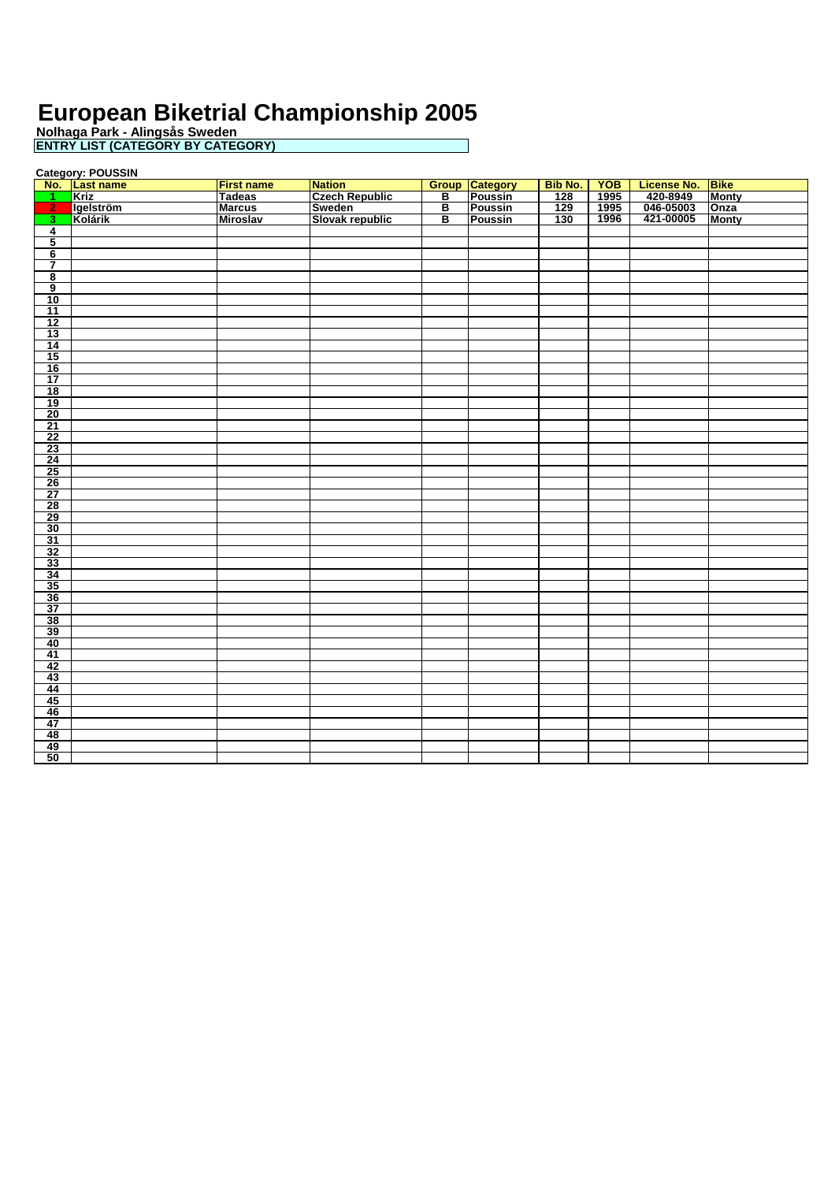# European Biketrial Championship 2005

**Nolhaga Park - Alingsås Sweden**

**ENTRY LIST (CATEGORY BY CATEGORY)**

**Category: POUSSIN**

| No. | Last name | First name | Nation | Group | Category | Bib No. | YOB | License No. | Bike |
|---|---|---|---|---|---|---|---|---|---|
| 1 | Kriz | Tadeas | Czech Republic | B | Poussin | 128 | 1995 | 420-8949 | Monty |
| 2 | Igelström | Marcus | Sweden | B | Poussin | 129 | 1995 | 046-05003 | Onza |
| 3 | Kolárik | Miroslav | Slovak republic | B | Poussin | 130 | 1996 | 421-00005 | Monty |
| 4 | | | | | | | | | |
| 5 | | | | | | | | | |
| 6 | | | | | | | | | |
| 7 | | | | | | | | | |
| 8 | | | | | | | | | |
| 9 | | | | | | | | | |
| 10 | | | | | | | | | |
| 11 | | | | | | | | | |
| 12 | | | | | | | | | |
| 13 | | | | | | | | | |
| 14 | | | | | | | | | |
| 15 | | | | | | | | | |
| 16 | | | | | | | | | |
| 17 | | | | | | | | | |
| 18 | | | | | | | | | |
| 19 | | | | | | | | | |
| 20 | | | | | | | | | |
| 21 | | | | | | | | | |
| 22 | | | | | | | | | |
| 23 | | | | | | | | | |
| 24 | | | | | | | | | |
| 25 | | | | | | | | | |
| 26 | | | | | | | | | |
| 27 | | | | | | | | | |
| 28 | | | | | | | | | |
| 29 | | | | | | | | | |
| 30 | | | | | | | | | |
| 31 | | | | | | | | | |
| 32 | | | | | | | | | |
| 33 | | | | | | | | | |
| 34 | | | | | | | | | |
| 35 | | | | | | | | | |
| 36 | | | | | | | | | |
| 37 | | | | | | | | | |
| 38 | | | | | | | | | |
| 39 | | | | | | | | | |
| 40 | | | | | | | | | |
| 41 | | | | | | | | | |
| 42 | | | | | | | | | |
| 43 | | | | | | | | | |
| 44 | | | | | | | | | |
| 45 | | | | | | | | | |
| 46 | | | | | | | | | |
| 47 | | | | | | | | | |
| 48 | | | | | | | | | |
| 49 | | | | | | | | | |
| 50 | | | | | | | | | |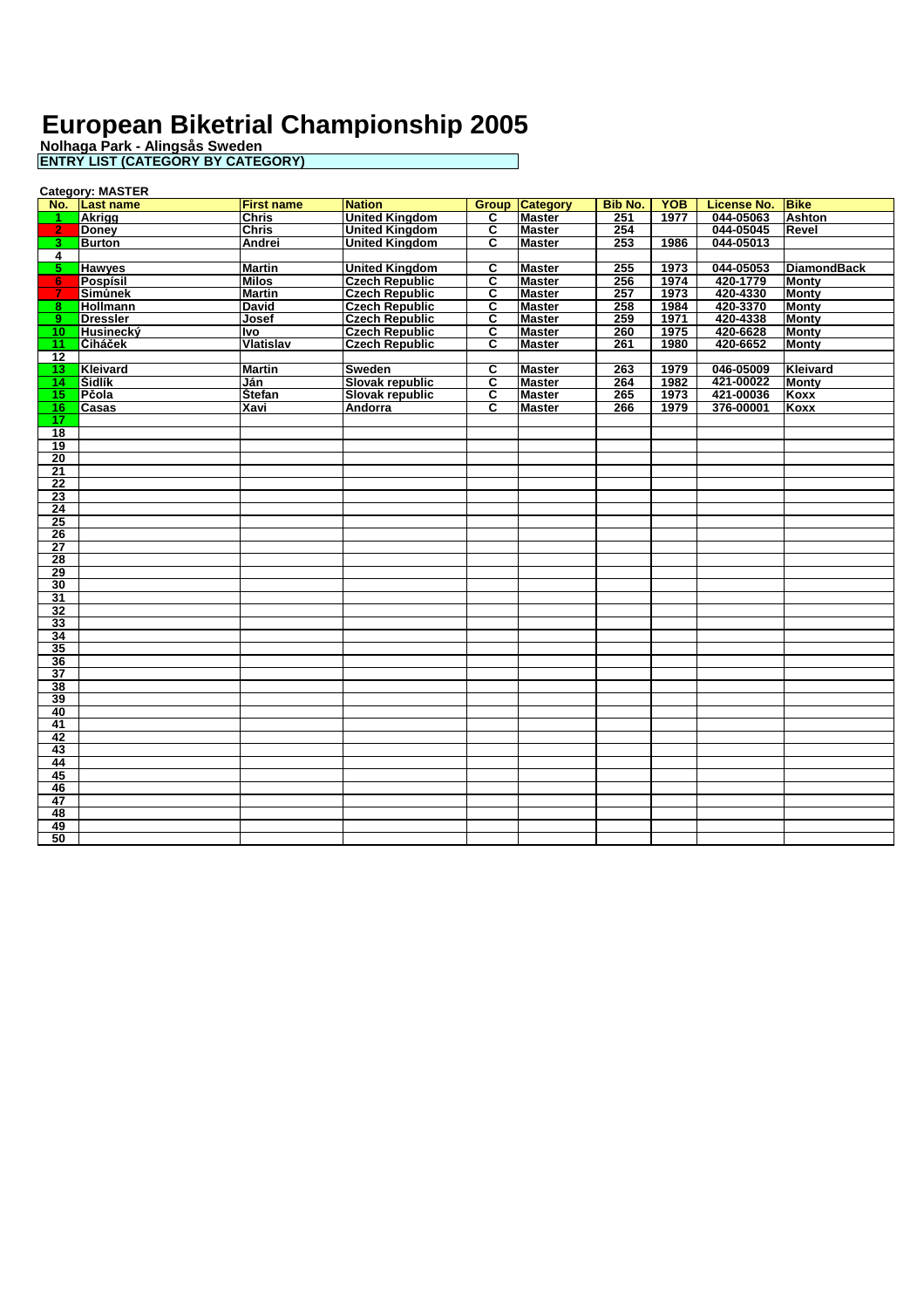# European Biketrial Championship 2005

**Nolhaga Park - Alingsås Sweden**

**ENTRY LIST (CATEGORY BY CATEGORY)**

**Category: MASTER**

| No. | Last name | First name | Nation | Group | Category | Bib No. | YOB | License No. | Bike |
|---|---|---|---|---|---|---|---|---|---|
| 1 | Akrigg | Chris | United Kingdom | C | Master | 251 | 1977 | 044-05063 | Ashton |
| 2 | Doney | Chris | United Kingdom | C | Master | 254 | | 044-05045 | Revel |
| 3 | Burton | Andrei | United Kingdom | C | Master | 253 | 1986 | 044-05013 | |
| 4 | | | | | | | | | |
| 5 | Hawyes | Martin | United Kingdom | C | Master | 255 | 1973 | 044-05053 | DiamondBack |
| 6 | Pospíšil | Milos | Czech Republic | C | Master | 256 | 1974 | 420-1779 | Monty |
| 7 | Simůnek | Martin | Czech Republic | C | Master | 257 | 1973 | 420-4330 | Monty |
| 8 | Hollmann | David | Czech Republic | C | Master | 258 | 1984 | 420-3370 | Monty |
| 9 | Dressler | Josef | Czech Republic | C | Master | 259 | 1971 | 420-4338 | Monty |
| 10 | Husinecký | Ivo | Czech Republic | C | Master | 260 | 1975 | 420-6628 | Monty |
| 11 | Čiháček | Vlatislav | Czech Republic | C | Master | 261 | 1980 | 420-6652 | Monty |
| 12 | | | | | | | | | |
| 13 | Kleivard | Martin | Sweden | C | Master | 263 | 1979 | 046-05009 | Kleivard |
| 14 | Šidlík | Ján | Slovak republic | C | Master | 264 | 1982 | 421-00022 | Monty |
| 15 | Pčola | Štefan | Slovak republic | C | Master | 265 | 1973 | 421-00036 | Koxx |
| 16 | Casas | Xavi | Andorra | C | Master | 266 | 1979 | 376-00001 | Koxx |
| 17 | | | | | | | | | |
| 18 | | | | | | | | | |
| 19 | | | | | | | | | |
| 20 | | | | | | | | | |
| 21 | | | | | | | | | |
| 22 | | | | | | | | | |
| 23 | | | | | | | | | |
| 24 | | | | | | | | | |
| 25 | | | | | | | | | |
| 26 | | | | | | | | | |
| 27 | | | | | | | | | |
| 28 | | | | | | | | | |
| 29 | | | | | | | | | |
| 30 | | | | | | | | | |
| 31 | | | | | | | | | |
| 32 | | | | | | | | | |
| 33 | | | | | | | | | |
| 34 | | | | | | | | | |
| 35 | | | | | | | | | |
| 36 | | | | | | | | | |
| 37 | | | | | | | | | |
| 38 | | | | | | | | | |
| 39 | | | | | | | | | |
| 40 | | | | | | | | | |
| 41 | | | | | | | | | |
| 42 | | | | | | | | | |
| 43 | | | | | | | | | |
| 44 | | | | | | | | | |
| 45 | | | | | | | | | |
| 46 | | | | | | | | | |
| 47 | | | | | | | | | |
| 48 | | | | | | | | | |
| 49 | | | | | | | | | |
| 50 | | | | | | | | | |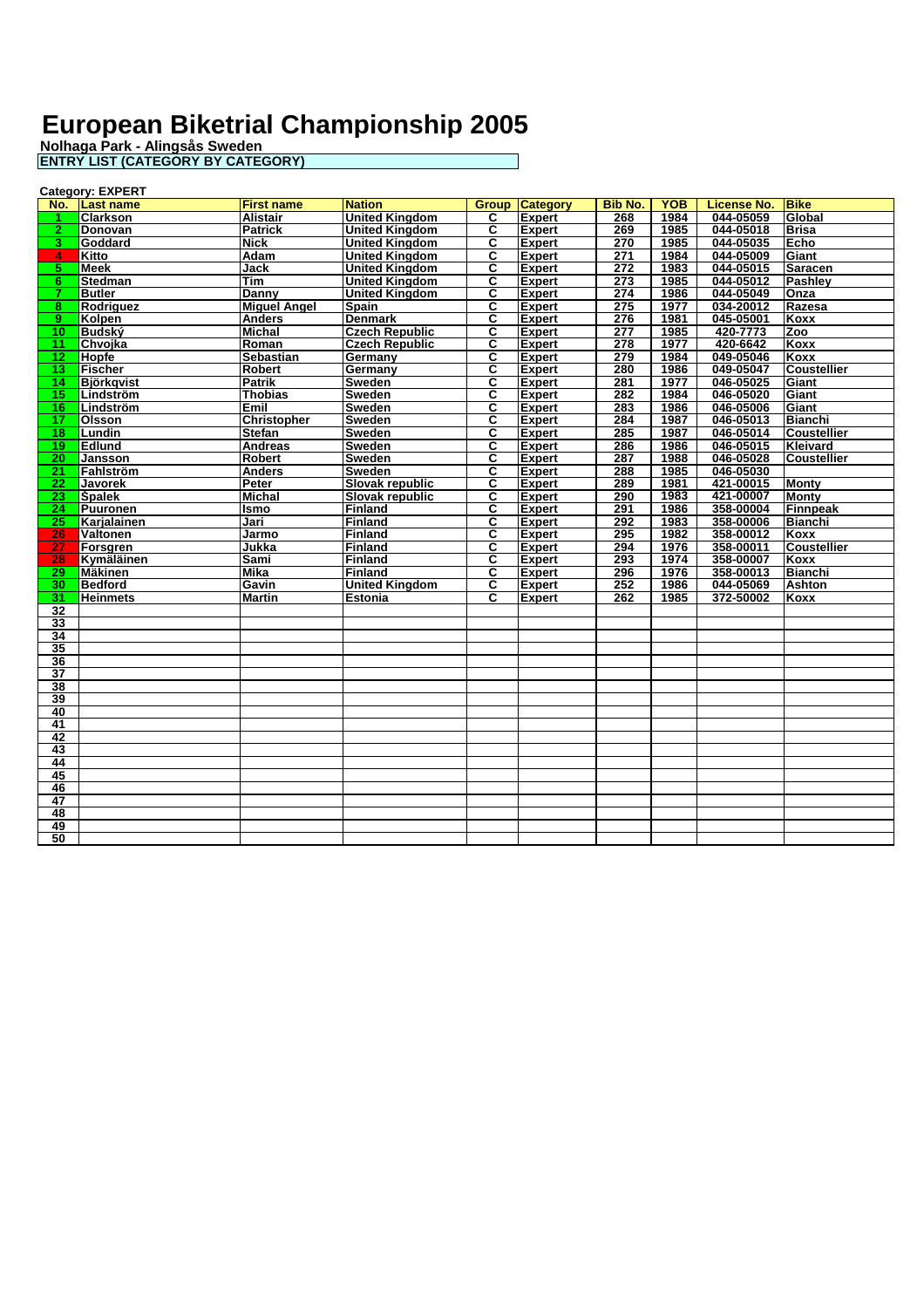# European Biketrial Championship 2005

**Nolhaga Park - Alingsås Sweden**

**ENTRY LIST (CATEGORY BY CATEGORY)**

**Category: EXPERT**

| No. | Last name | First name | Nation | Group | Category | Bib No. | YOB | License No. | Bike |
|---|---|---|---|---|---|---|---|---|---|
| 1 | Clarkson | Alistair | United Kingdom | C | Expert | 268 | 1984 | 044-05059 | Global |
| 2 | Donovan | Patrick | United Kingdom | C | Expert | 269 | 1985 | 044-05018 | Brisa |
| 3 | Goddard | Nick | United Kingdom | C | Expert | 270 | 1985 | 044-05035 | Echo |
| 4 | Kitto | Adam | United Kingdom | C | Expert | 271 | 1984 | 044-05009 | Giant |
| 5 | Meek | Jack | United Kingdom | C | Expert | 272 | 1983 | 044-05015 | Saracen |
| 6 | Stedman | Tim | United Kingdom | C | Expert | 273 | 1985 | 044-05012 | Pashley |
| 7 | Butler | Danny | United Kingdom | C | Expert | 274 | 1986 | 044-05049 | Onza |
| 8 | Rodriguez | Miguel Angel | Spain | C | Expert | 275 | 1977 | 034-20012 | Razesa |
| 9 | Kolpen | Anders | Denmark | C | Expert | 276 | 1981 | 045-05001 | Koxx |
| 10 | Budský | Michal | Czech Republic | C | Expert | 277 | 1985 | 420-7773 | Zoo |
| 11 | Chvojka | Roman | Czech Republic | C | Expert | 278 | 1977 | 420-6642 | Koxx |
| 12 | Hopfe | Sebastian | Germany | C | Expert | 279 | 1984 | 049-05046 | Koxx |
| 13 | Fischer | Robert | Germany | C | Expert | 280 | 1986 | 049-05047 | Coustellier |
| 14 | Björkqvist | Patrik | Sweden | C | Expert | 281 | 1977 | 046-05025 | Giant |
| 15 | Lindström | Thobias | Sweden | C | Expert | 282 | 1984 | 046-05020 | Giant |
| 16 | Lindström | Emil | Sweden | C | Expert | 283 | 1986 | 046-05006 | Giant |
| 17 | Olsson | Christopher | Sweden | C | Expert | 284 | 1987 | 046-05013 | Bianchi |
| 18 | Lundin | Stefan | Sweden | C | Expert | 285 | 1987 | 046-05014 | Coustellier |
| 19 | Edlund | Andreas | Sweden | C | Expert | 286 | 1986 | 046-05015 | Kleivard |
| 20 | Jansson | Robert | Sweden | C | Expert | 287 | 1988 | 046-05028 | Coustellier |
| 21 | Fahlström | Anders | Sweden | C | Expert | 288 | 1985 | 046-05030 | |
| 22 | Javorek | Peter | Slovak republic | C | Expert | 289 | 1981 | 421-00015 | Monty |
| 23 | Špalek | Michal | Slovak republic | C | Expert | 290 | 1983 | 421-00007 | Monty |
| 24 | Puuronen | Ismo | Finland | C | Expert | 291 | 1986 | 358-00004 | Finnpeak |
| 25 | Karjalainen | Jari | Finland | C | Expert | 292 | 1983 | 358-00006 | Bianchi |
| 26 | Valtonen | Jarmo | Finland | C | Expert | 295 | 1982 | 358-00012 | Koxx |
| 27 | Forsgren | Jukka | Finland | C | Expert | 294 | 1976 | 358-00011 | Coustellier |
| 28 | Kymäläinen | Sami | Finland | C | Expert | 293 | 1974 | 358-00007 | Koxx |
| 29 | Mäkinen | Mika | Finland | C | Expert | 296 | 1976 | 358-00013 | Bianchi |
| 30 | Bedford | Gavin | United Kingdom | C | Expert | 252 | 1986 | 044-05069 | Ashton |
| 31 | Heinmets | Martin | Estonia | C | Expert | 262 | 1985 | 372-50002 | Koxx |
| 32 | | | | | | | | | |
| 33 | | | | | | | | | |
| 34 | | | | | | | | | |
| 35 | | | | | | | | | |
| 36 | | | | | | | | | |
| 37 | | | | | | | | | |
| 38 | | | | | | | | | |
| 39 | | | | | | | | | |
| 40 | | | | | | | | | |
| 41 | | | | | | | | | |
| 42 | | | | | | | | | |
| 43 | | | | | | | | | |
| 44 | | | | | | | | | |
| 45 | | | | | | | | | |
| 46 | | | | | | | | | |
| 47 | | | | | | | | | |
| 48 | | | | | | | | | |
| 49 | | | | | | | | | |
| 50 | | | | | | | | | |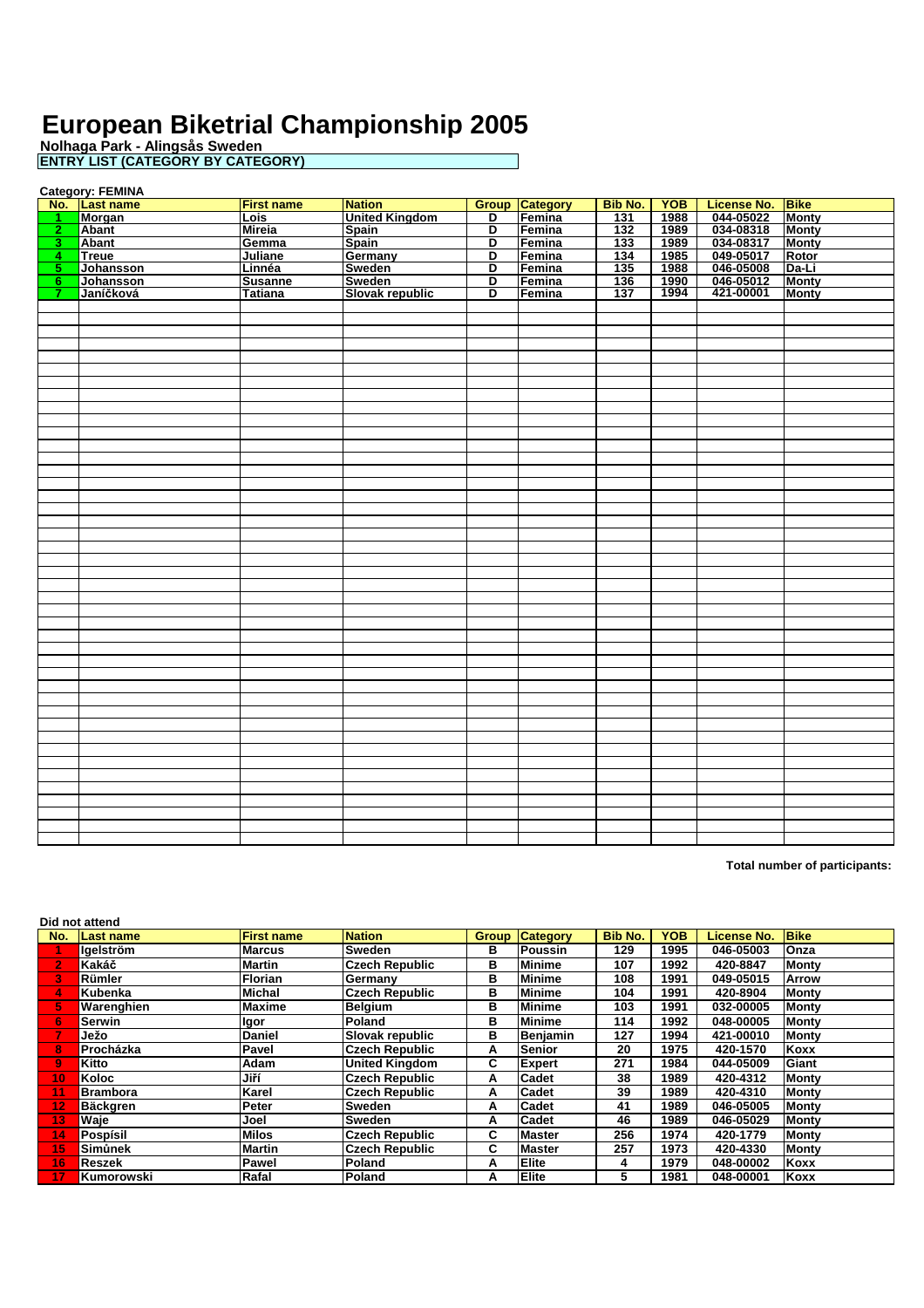# European Biketrial Championship 2005

**Nolhaga Park - Alingsås Sweden**

**ENTRY LIST (CATEGORY BY CATEGORY)**

**Category: FEMINA**

| No. | Last name | First name | Nation | Group | Category | Bib No. | YOB | License No. | Bike |
|---|---|---|---|---|---|---|---|---|---|
| 1 | Morgan | Lois | United Kingdom | D | Femina | 131 | 1988 | 044-05022 | Monty |
| 2 | Abant | Mireia | Spain | D | Femina | 132 | 1989 | 034-08318 | Monty |
| 3 | Abant | Gemma | Spain | D | Femina | 133 | 1989 | 034-08317 | Monty |
| 4 | Treue | Juliane | Germany | D | Femina | 134 | 1985 | 049-05017 | Rotor |
| 5 | Johansson | Linnéa | Sweden | D | Femina | 135 | 1988 | 046-05008 | Da-Li |
| 6 | Johansson | Susanne | Sweden | D | Femina | 136 | 1990 | 046-05012 | Monty |
| 7 | Janíčková | Tatiana | Slovak republic | D | Femina | 137 | 1994 | 421-00001 | Monty |

**Total number of participants:**

**Did not attend**

| No. | Last name | First name | Nation | Group | Category | Bib No. | YOB | License No. | Bike |
|---|---|---|---|---|---|---|---|---|---|
| 1 | Igelström | Marcus | Sweden | B | Poussin | 129 | 1995 | 046-05003 | Onza |
| 2 | Kakáč | Martin | Czech Republic | B | Minime | 107 | 1992 | 420-8847 | Monty |
| 3 | Rümler | Florian | Germany | B | Minime | 108 | 1991 | 049-05015 | Arrow |
| 4 | Kubenka | Michal | Czech Republic | B | Minime | 104 | 1991 | 420-8904 | Monty |
| 5 | Warenghien | Maxime | Belgium | B | Minime | 103 | 1991 | 032-00005 | Monty |
| 6 | Serwin | Igor | Poland | B | Minime | 114 | 1992 | 048-00005 | Monty |
| 7 | Ježo | Daniel | Slovak republic | B | Benjamin | 127 | 1994 | 421-00010 | Monty |
| 8 | Procházka | Pavel | Czech Republic | A | Senior | 20 | 1975 | 420-1570 | Koxx |
| 9 | Kitto | Adam | United Kingdom | C | Expert | 271 | 1984 | 044-05009 | Giant |
| 10 | Koloc | Jiří | Czech Republic | A | Cadet | 38 | 1989 | 420-4312 | Monty |
| 11 | Brambora | Karel | Czech Republic | A | Cadet | 39 | 1989 | 420-4310 | Monty |
| 12 | Bäckgren | Peter | Sweden | A | Cadet | 41 | 1989 | 046-05005 | Monty |
| 13 | Waje | Joel | Sweden | A | Cadet | 46 | 1989 | 046-05029 | Monty |
| 14 | Pospísil | Milos | Czech Republic | C | Master | 256 | 1974 | 420-1779 | Monty |
| 15 | Simúnek | Martin | Czech Republic | C | Master | 257 | 1973 | 420-4330 | Monty |
| 16 | Reszek | Pawel | Poland | A | Elite | 4 | 1979 | 048-00002 | Koxx |
| 17 | Kumorowski | Rafal | Poland | A | Elite | 5 | 1981 | 048-00001 | Koxx |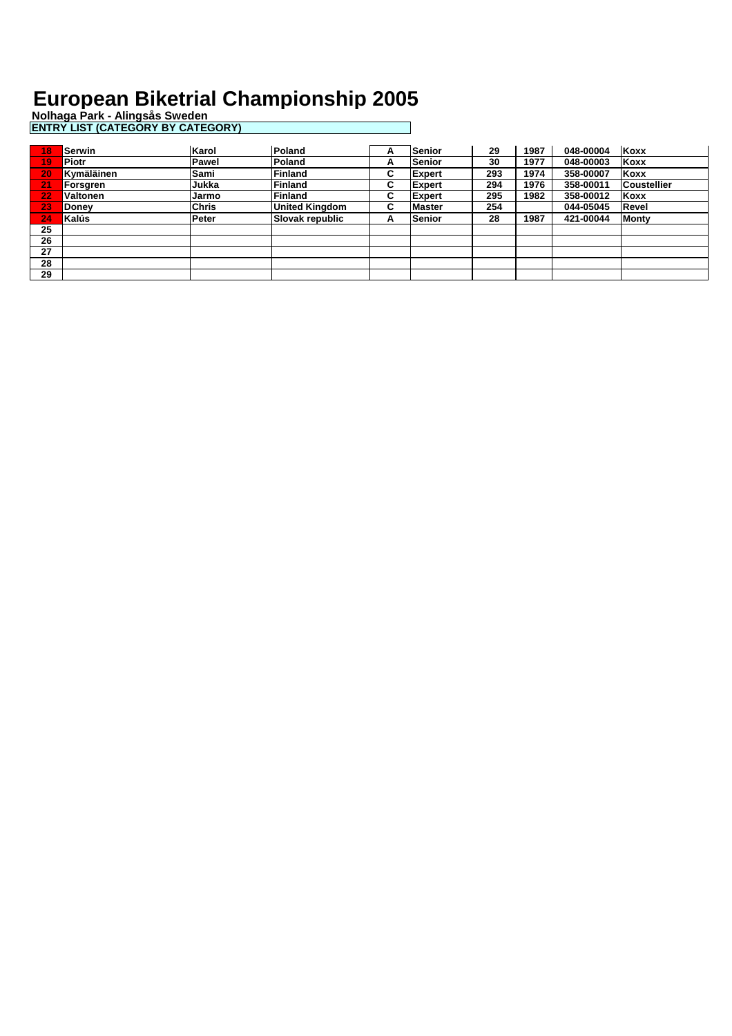# European Biketrial Championship 2005

**Nolhaga Park - Alingsås Sweden**

**ENTRY LIST (CATEGORY BY CATEGORY)**

| | | | | | | | | | |
|---|---|---|---|---|---|---|---|---|---|
| 18 | Serwin | Karol | Poland | A | Senior | 29 | 1987 | 048-00004 | Koxx |
| 19 | Piotr | Pawel | Poland | A | Senior | 30 | 1977 | 048-00003 | Koxx |
| 20 | Kymäläinen | Sami | Finland | C | Expert | 293 | 1974 | 358-00007 | Koxx |
| 21 | Forsgren | Jukka | Finland | C | Expert | 294 | 1976 | 358-00011 | Coustellier |
| 22 | Valtonen | Jarmo | Finland | C | Expert | 295 | 1982 | 358-00012 | Koxx |
| 23 | Doney | Chris | United Kingdom | C | Master | 254 | | 044-05045 | Revel |
| 24 | Kalús | Peter | Slovak republic | A | Senior | 28 | 1987 | 421-00044 | Monty |
| 25 | | | | | | | | | |
| 26 | | | | | | | | | |
| 27 | | | | | | | | | |
| 28 | | | | | | | | | |
| 29 | | | | | | | | | |